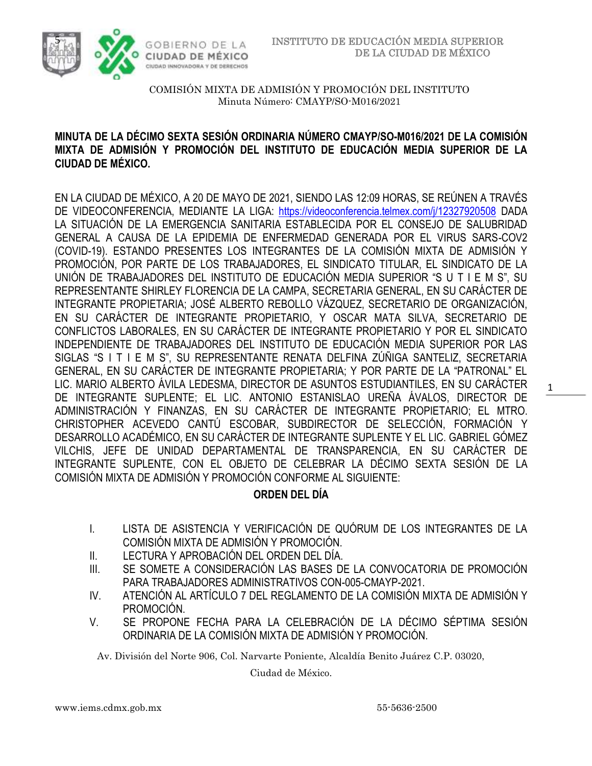COMISIÓN MIXTA DE ADMISIÓN Y PROMOCIÓN DEL INSTITUTO
Minuta Número: CMAYP/SO-M016/2021

**MINUTA DE LA DÉCIMO SEXTA SESIÓN ORDINARIA NÚMERO CMAYP/SO-M016/2021 DE LA COMISIÓN MIXTA DE ADMISIÓN Y PROMOCIÓN DEL INSTITUTO DE EDUCACIÓN MEDIA SUPERIOR DE LA CIUDAD DE MÉXICO.**

EN LA CIUDAD DE MÉXICO, A 20 DE MAYO DE 2021, SIENDO LAS 12:09 HORAS, SE REÚNEN A TRAVÉS DE VIDEOCONFERENCIA, MEDIANTE LA LIGA: https://videoconferencia.telmex.com/j/12327920508 DADA LA SITUACIÓN DE LA EMERGENCIA SANITARIA ESTABLECIDA POR EL CONSEJO DE SALUBRIDAD GENERAL A CAUSA DE LA EPIDEMIA DE ENFERMEDAD GENERADA POR EL VIRUS SARS-COV2 (COVID-19). ESTANDO PRESENTES LOS INTEGRANTES DE LA COMISIÓN MIXTA DE ADMISIÓN Y PROMOCIÓN, POR PARTE DE LOS TRABAJADORES, EL SINDICATO TITULAR, EL SINDICATO DE LA UNIÓN DE TRABAJADORES DEL INSTITUTO DE EDUCACIÓN MEDIA SUPERIOR "S U T I E M S", SU REPRESENTANTE SHIRLEY FLORENCIA DE LA CAMPA, SECRETARIA GENERAL, EN SU CARÁCTER DE INTEGRANTE PROPIETARIA; JOSÉ ALBERTO REBOLLO VÁZQUEZ, SECRETARIO DE ORGANIZACIÓN, EN SU CARÁCTER DE INTEGRANTE PROPIETARIO, Y OSCAR MATA SILVA, SECRETARIO DE CONFLICTOS LABORALES, EN SU CARÁCTER DE INTEGRANTE PROPIETARIO Y POR EL SINDICATO INDEPENDIENTE DE TRABAJADORES DEL INSTITUTO DE EDUCACIÓN MEDIA SUPERIOR POR LAS SIGLAS "S I T I E M S", SU REPRESENTANTE RENATA DELFINA ZÚÑIGA SANTELIZ, SECRETARIA GENERAL, EN SU CARÁCTER DE INTEGRANTE PROPIETARIA; Y POR PARTE DE LA "PATRONAL" EL LIC. MARIO ALBERTO ÁVILA LEDESMA, DIRECTOR DE ASUNTOS ESTUDIANTILES, EN SU CARÁCTER DE INTEGRANTE SUPLENTE; EL LIC. ANTONIO ESTANISLAO UREÑA ÁVALOS, DIRECTOR DE ADMINISTRACIÓN Y FINANZAS, EN SU CARÁCTER DE INTEGRANTE PROPIETARIO; EL MTRO. CHRISTOPHER ACEVEDO CANTÚ ESCOBAR, SUBDIRECTOR DE SELECCIÓN, FORMACIÓN Y DESARROLLO ACADÉMICO, EN SU CARÁCTER DE INTEGRANTE SUPLENTE Y EL LIC. GABRIEL GÓMEZ VILCHIS, JEFE DE UNIDAD DEPARTAMENTAL DE TRANSPARENCIA, EN SU CARÁCTER DE INTEGRANTE SUPLENTE, CON EL OBJETO DE CELEBRAR LA DÉCIMO SEXTA SESIÓN DE LA COMISIÓN MIXTA DE ADMISIÓN Y PROMOCIÓN CONFORME AL SIGUIENTE:

**ORDEN DEL DÍA**

I. LISTA DE ASISTENCIA Y VERIFICACIÓN DE QUÓRUM DE LOS INTEGRANTES DE LA COMISIÓN MIXTA DE ADMISIÓN Y PROMOCIÓN.
II. LECTURA Y APROBACIÓN DEL ORDEN DEL DÍA.
III. SE SOMETE A CONSIDERACIÓN LAS BASES DE LA CONVOCATORIA DE PROMOCIÓN PARA TRABAJADORES ADMINISTRATIVOS CON-005-CMAYP-2021.
IV. ATENCIÓN AL ARTÍCULO 7 DEL REGLAMENTO DE LA COMISIÓN MIXTA DE ADMISIÓN Y PROMOCIÓN.
V. SE PROPONE FECHA PARA LA CELEBRACIÓN DE LA DÉCIMO SÉPTIMA SESIÓN ORDINARIA DE LA COMISIÓN MIXTA DE ADMISIÓN Y PROMOCIÓN.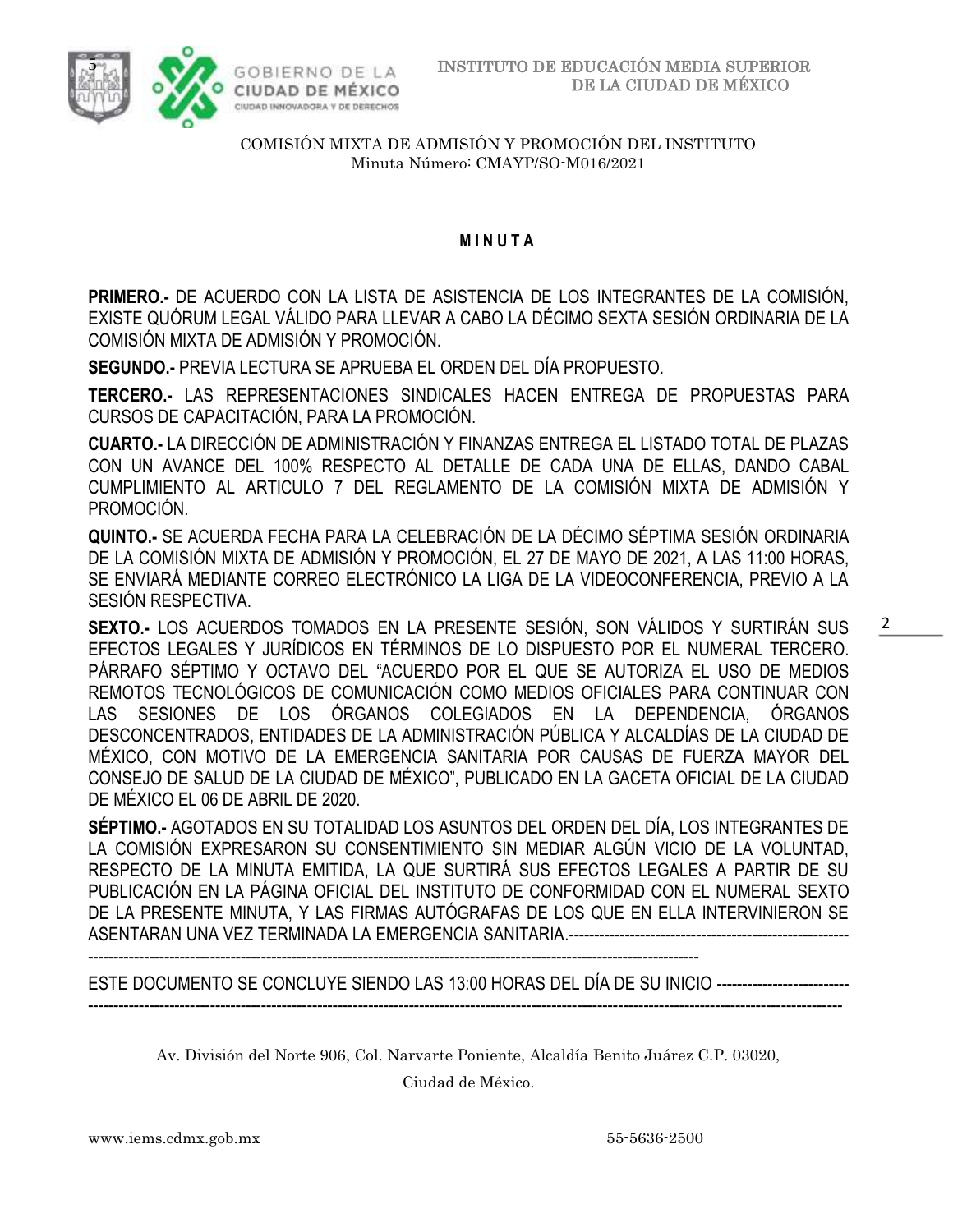COMISIÓN MIXTA DE ADMISIÓN Y PROMOCIÓN DEL INSTITUTO
Minuta Número: CMAYP/SO-M016/2021

**M I N U T A**

**PRIMERO.-** DE ACUERDO CON LA LISTA DE ASISTENCIA DE LOS INTEGRANTES DE LA COMISIÓN, EXISTE QUÓRUM LEGAL VÁLIDO PARA LLEVAR A CABO LA DÉCIMO SEXTA SESIÓN ORDINARIA DE LA COMISIÓN MIXTA DE ADMISIÓN Y PROMOCIÓN.

**SEGUNDO.-** PREVIA LECTURA SE APRUEBA EL ORDEN DEL DÍA PROPUESTO.

**TERCERO.-** LAS REPRESENTACIONES SINDICALES HACEN ENTREGA DE PROPUESTAS PARA CURSOS DE CAPACITACIÓN, PARA LA PROMOCIÓN.

**CUARTO.-** LA DIRECCIÓN DE ADMINISTRACIÓN Y FINANZAS ENTREGA EL LISTADO TOTAL DE PLAZAS CON UN AVANCE DEL 100% RESPECTO AL DETALLE DE CADA UNA DE ELLAS, DANDO CABAL CUMPLIMIENTO AL ARTICULO 7 DEL REGLAMENTO DE LA COMISIÓN MIXTA DE ADMISIÓN Y PROMOCIÓN.

**QUINTO.-** SE ACUERDA FECHA PARA LA CELEBRACIÓN DE LA DÉCIMO SÉPTIMA SESIÓN ORDINARIA DE LA COMISIÓN MIXTA DE ADMISIÓN Y PROMOCIÓN, EL 27 DE MAYO DE 2021, A LAS 11:00 HORAS, SE ENVIARÁ MEDIANTE CORREO ELECTRÓNICO LA LIGA DE LA VIDEOCONFERENCIA, PREVIO A LA SESIÓN RESPECTIVA.

**SEXTO.-** LOS ACUERDOS TOMADOS EN LA PRESENTE SESIÓN, SON VÁLIDOS Y SURTIRÁN SUS EFECTOS LEGALES Y JURÍDICOS EN TÉRMINOS DE LO DISPUESTO POR EL NUMERAL TERCERO. PÁRRAFO SÉPTIMO Y OCTAVO DEL "ACUERDO POR EL QUE SE AUTORIZA EL USO DE MEDIOS REMOTOS TECNOLÓGICOS DE COMUNICACIÓN COMO MEDIOS OFICIALES PARA CONTINUAR CON LAS SESIONES DE LOS ÓRGANOS COLEGIADOS EN LA DEPENDENCIA, ÓRGANOS DESCONCENTRADOS, ENTIDADES DE LA ADMINISTRACIÓN PÚBLICA Y ALCALDÍAS DE LA CIUDAD DE MÉXICO, CON MOTIVO DE LA EMERGENCIA SANITARIA POR CAUSAS DE FUERZA MAYOR DEL CONSEJO DE SALUD DE LA CIUDAD DE MÉXICO", PUBLICADO EN LA GACETA OFICIAL DE LA CIUDAD DE MÉXICO EL 06 DE ABRIL DE 2020.

**SÉPTIMO.-** AGOTADOS EN SU TOTALIDAD LOS ASUNTOS DEL ORDEN DEL DÍA, LOS INTEGRANTES DE LA COMISIÓN EXPRESARON SU CONSENTIMIENTO SIN MEDIAR ALGÚN VICIO DE LA VOLUNTAD, RESPECTO DE LA MINUTA EMITIDA, LA QUE SURTIRÁ SUS EFECTOS LEGALES A PARTIR DE SU PUBLICACIÓN EN LA PÁGINA OFICIAL DEL INSTITUTO DE CONFORMIDAD CON EL NUMERAL SEXTO DE LA PRESENTE MINUTA, Y LAS FIRMAS AUTÓGRAFAS DE LOS QUE EN ELLA INTERVINIERON SE ASENTARAN UNA VEZ TERMINADA LA EMERGENCIA SANITARIA.-----------------------------------------------------------------------------------------------------------------------------------------------

ESTE DOCUMENTO SE CONCLUYE SIENDO LAS 13:00 HORAS DEL DÍA DE SU INICIO -----------------------------------------------------------------------------------------------------------------------------------------------------------------------------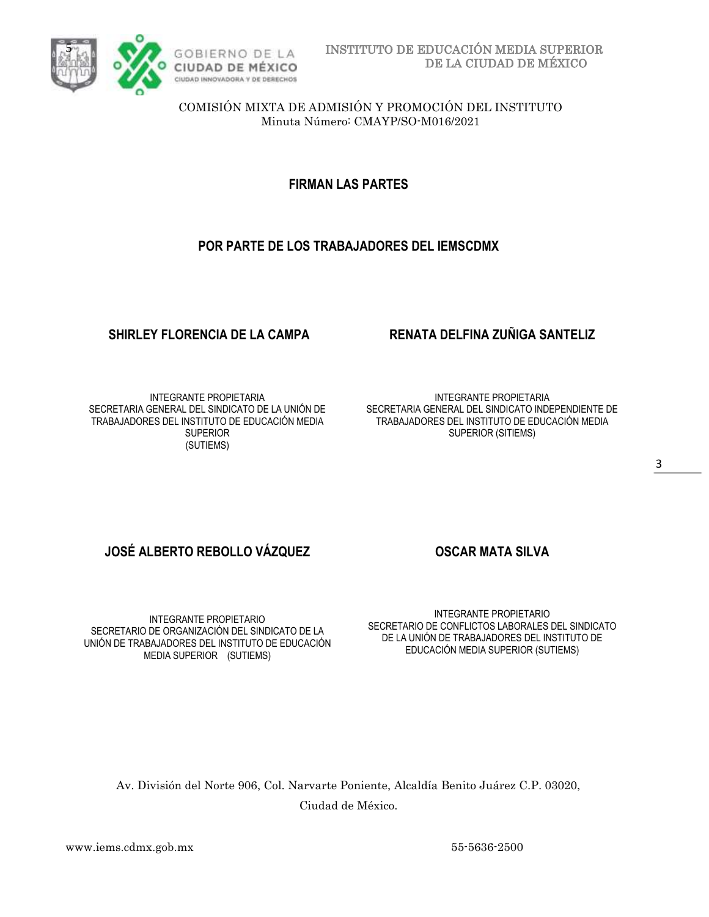## FIRMAN LAS PARTES

## POR PARTE DE LOS TRABAJADORES DEL IEMSCDMX

**SHIRLEY FLORENCIA DE LA CAMPA**

INTEGRANTE PROPIETARIA
SECRETARIA GENERAL DEL SINDICATO DE LA UNIÓN DE TRABAJADORES DEL INSTITUTO DE EDUCACIÓN MEDIA SUPERIOR
(SUTIEMS)

**RENATA DELFINA ZUÑIGA SANTELIZ**

INTEGRANTE PROPIETARIA
SECRETARIA GENERAL DEL SINDICATO INDEPENDIENTE DE TRABAJADORES DEL INSTITUTO DE EDUCACIÓN MEDIA SUPERIOR (SITIEMS)

**JOSÉ ALBERTO REBOLLO VÁZQUEZ**

INTEGRANTE PROPIETARIO
SECRETARIO DE ORGANIZACIÓN DEL SINDICATO DE LA UNIÓN DE TRABAJADORES DEL INSTITUTO DE EDUCACIÓN MEDIA SUPERIOR (SUTIEMS)

**OSCAR MATA SILVA**

INTEGRANTE PROPIETARIO
SECRETARIO DE CONFLICTOS LABORALES DEL SINDICATO DE LA UNIÓN DE TRABAJADORES DEL INSTITUTO DE EDUCACIÓN MEDIA SUPERIOR (SUTIEMS)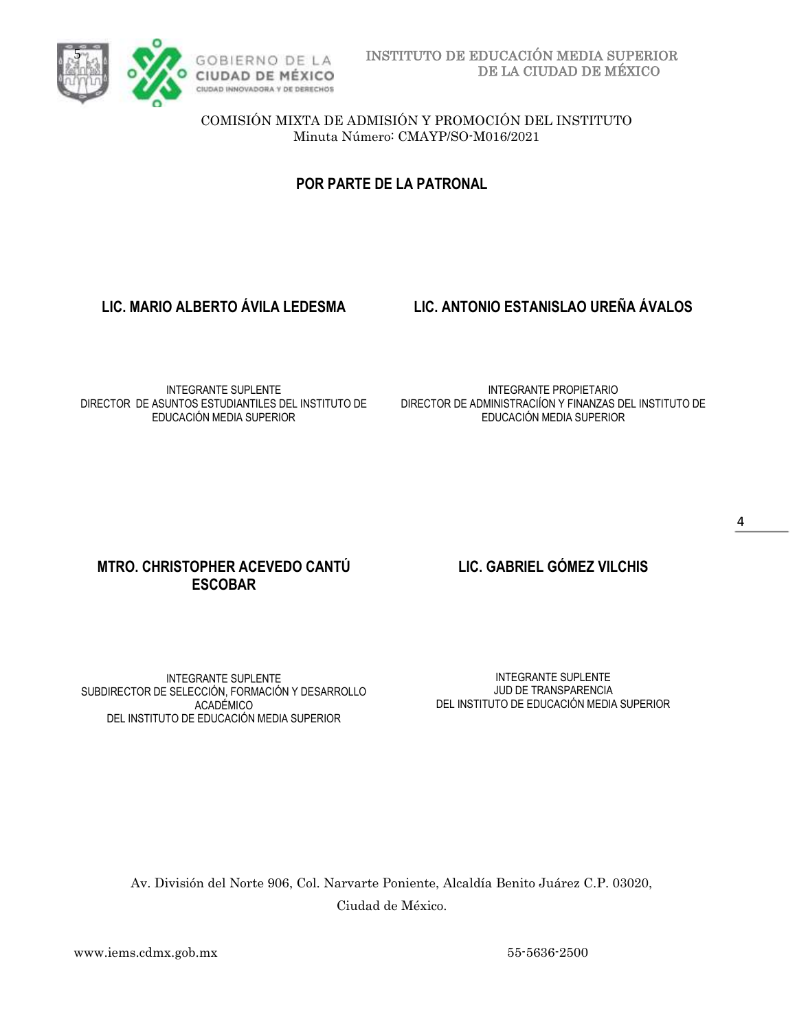COMISIÓN MIXTA DE ADMISIÓN Y PROMOCIÓN DEL INSTITUTO
Minuta Número: CMAYP/SO-M016/2021

## POR PARTE DE LA PATRONAL

**LIC. MARIO ALBERTO ÁVILA LEDESMA**

INTEGRANTE SUPLENTE
DIRECTOR DE ASUNTOS ESTUDIANTILES DEL INSTITUTO DE EDUCACIÓN MEDIA SUPERIOR

**LIC. ANTONIO ESTANISLAO UREÑA ÁVALOS**

INTEGRANTE PROPIETARIO
DIRECTOR DE ADMINISTRACIÍON Y FINANZAS DEL INSTITUTO DE EDUCACIÓN MEDIA SUPERIOR

**MTRO. CHRISTOPHER ACEVEDO CANTÚ ESCOBAR**

INTEGRANTE SUPLENTE
SUBDIRECTOR DE SELECCIÓN, FORMACIÓN Y DESARROLLO ACADÉMICO
DEL INSTITUTO DE EDUCACIÓN MEDIA SUPERIOR

**LIC. GABRIEL GÓMEZ VILCHIS**

INTEGRANTE SUPLENTE
JUD DE TRANSPARENCIA
DEL INSTITUTO DE EDUCACIÓN MEDIA SUPERIOR

Av. División del Norte 906, Col. Narvarte Poniente, Alcaldía Benito Juárez C.P. 03020, Ciudad de México.

www.iems.cdmx.gob.mx 55-5636-2500